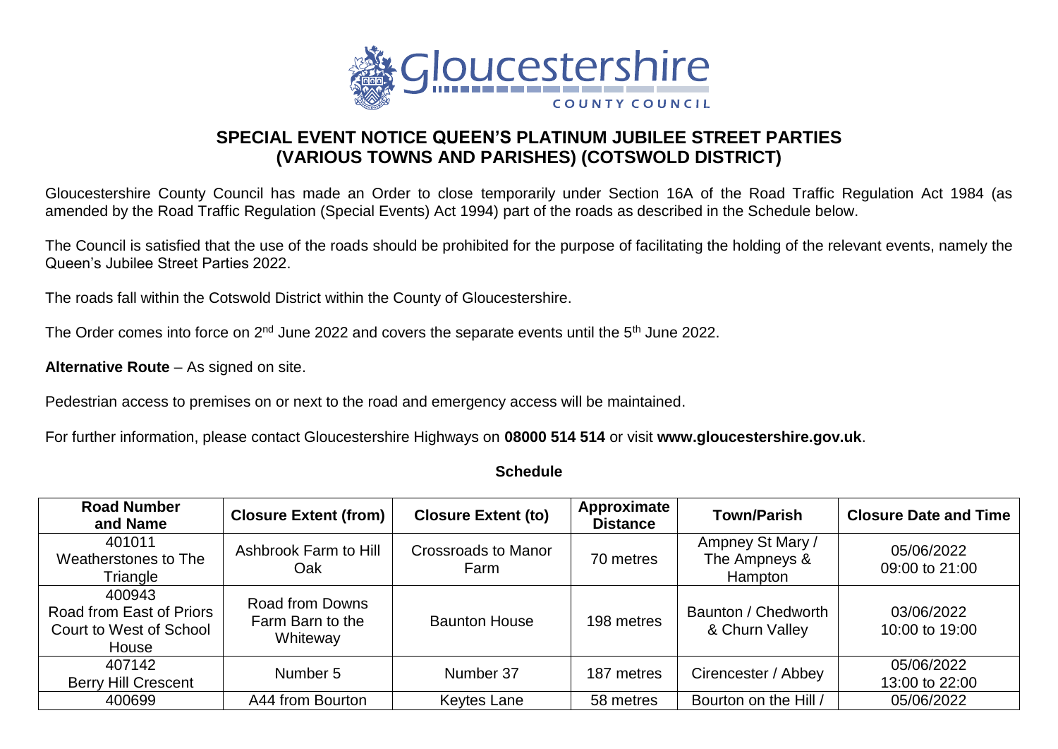# SPECIAL EVENT NOTICE QUEEN'S PLATINUM JUBILEE STREET PARTIES (VARIOUS TOWNS AND PARISHES) (COTSWOLD DISTRICT)

Gloucestershire County Council has made an Order to close temporarily under Section 16A of the Road Traffic Regulation Act 1984 (as amended by the Road Traffic Regulation (Special Events) Act 1994) part of the roads as described in the Schedule below.

The Council is satisfied that the use of the roads should be prohibited for the purpose of facilitating the holding of the relevant events, namely the Queen's Jubilee Street Parties 2022.

The roads fall within the Cotswold District within the County of Gloucestershire.

The Order comes into force on 2nd June 2022 and covers the separate events until the 5th June 2022.

**Alternative Route** – As signed on site.

Pedestrian access to premises on or next to the road and emergency access will be maintained.

For further information, please contact Gloucestershire Highways on **08000 514 514** or visit **www.gloucestershire.gov.uk**.

**Schedule**

| Road Number and Name | Closure Extent (from) | Closure Extent (to) | Approximate Distance | Town/Parish | Closure Date and Time |
|---|---|---|---|---|---|
| 401011 Weatherstones to The Triangle | Ashbrook Farm to Hill Oak | Crossroads to Manor Farm | 70 metres | Ampney St Mary / The Ampneys & Hampton | 05/06/2022 09:00 to 21:00 |
| 400943 Road from East of Priors Court to West of School House | Road from Downs Farm Barn to the Whiteway | Baunton House | 198 metres | Baunton / Chedworth & Churn Valley | 03/06/2022 10:00 to 19:00 |
| 407142 Berry Hill Crescent | Number 5 | Number 37 | 187 metres | Cirencester / Abbey | 05/06/2022 13:00 to 22:00 |
| 400699 | A44 from Bourton | Keytes Lane | 58 metres | Bourton on the Hill / | 05/06/2022 |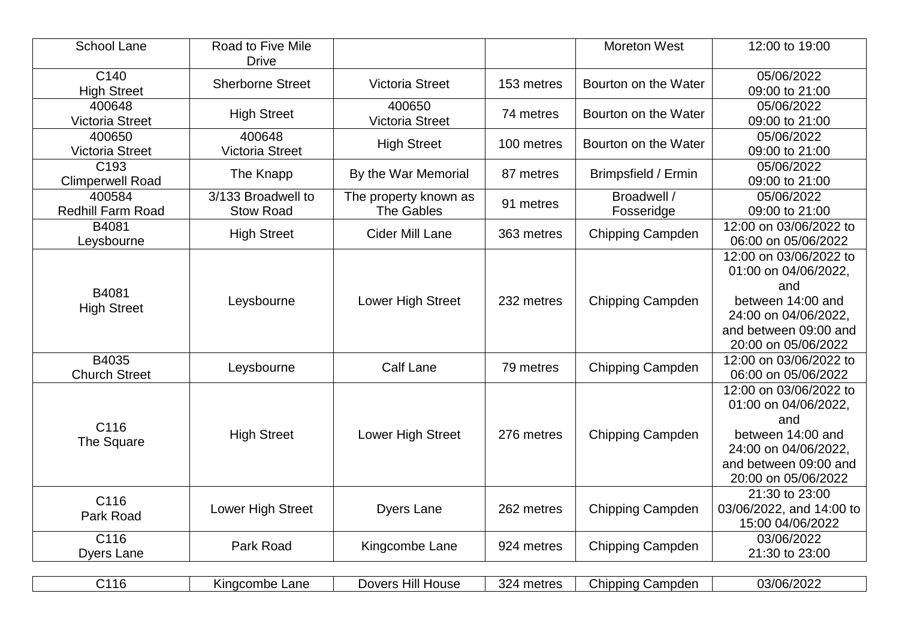| School Lane | Road to Five Mile Drive | | | Moreton West | 12:00 to 19:00 |
|---|---|---|---|---|---|
| C140 High Street | Sherborne Street | Victoria Street | 153 metres | Bourton on the Water | 05/06/2022 09:00 to 21:00 |
| 400648 Victoria Street | High Street | 400650 Victoria Street | 74 metres | Bourton on the Water | 05/06/2022 09:00 to 21:00 |
| 400650 Victoria Street | 400648 Victoria Street | High Street | 100 metres | Bourton on the Water | 05/06/2022 09:00 to 21:00 |
| C193 Climperwell Road | The Knapp | By the War Memorial | 87 metres | Brimpsfield / Ermin | 05/06/2022 09:00 to 21:00 |
| 400584 Redhill Farm Road | 3/133 Broadwell to Stow Road | The property known as The Gables | 91 metres | Broadwell / Fosseridge | 05/06/2022 09:00 to 21:00 |
| B4081 Leysbourne | High Street | Cider Mill Lane | 363 metres | Chipping Campden | 12:00 on 03/06/2022 to 06:00 on 05/06/2022 |
| B4081 High Street | Leysbourne | Lower High Street | 232 metres | Chipping Campden | 12:00 on 03/06/2022 to 01:00 on 04/06/2022, and between 14:00 and 24:00 on 04/06/2022, and between 09:00 and 20:00 on 05/06/2022 |
| B4035 Church Street | Leysbourne | Calf Lane | 79 metres | Chipping Campden | 12:00 on 03/06/2022 to 06:00 on 05/06/2022 |
| C116 The Square | High Street | Lower High Street | 276 metres | Chipping Campden | 12:00 on 03/06/2022 to 01:00 on 04/06/2022, and between 14:00 and 24:00 on 04/06/2022, and between 09:00 and 20:00 on 05/06/2022 |
| C116 Park Road | Lower High Street | Dyers Lane | 262 metres | Chipping Campden | 21:30 to 23:00 03/06/2022, and 14:00 to 15:00 04/06/2022 |
| C116 Dyers Lane | Park Road | Kingcombe Lane | 924 metres | Chipping Campden | 03/06/2022 21:30 to 23:00 |
| C116 | Kingcombe Lane | Dovers Hill House | 324 metres | Chipping Campden | 03/06/2022 |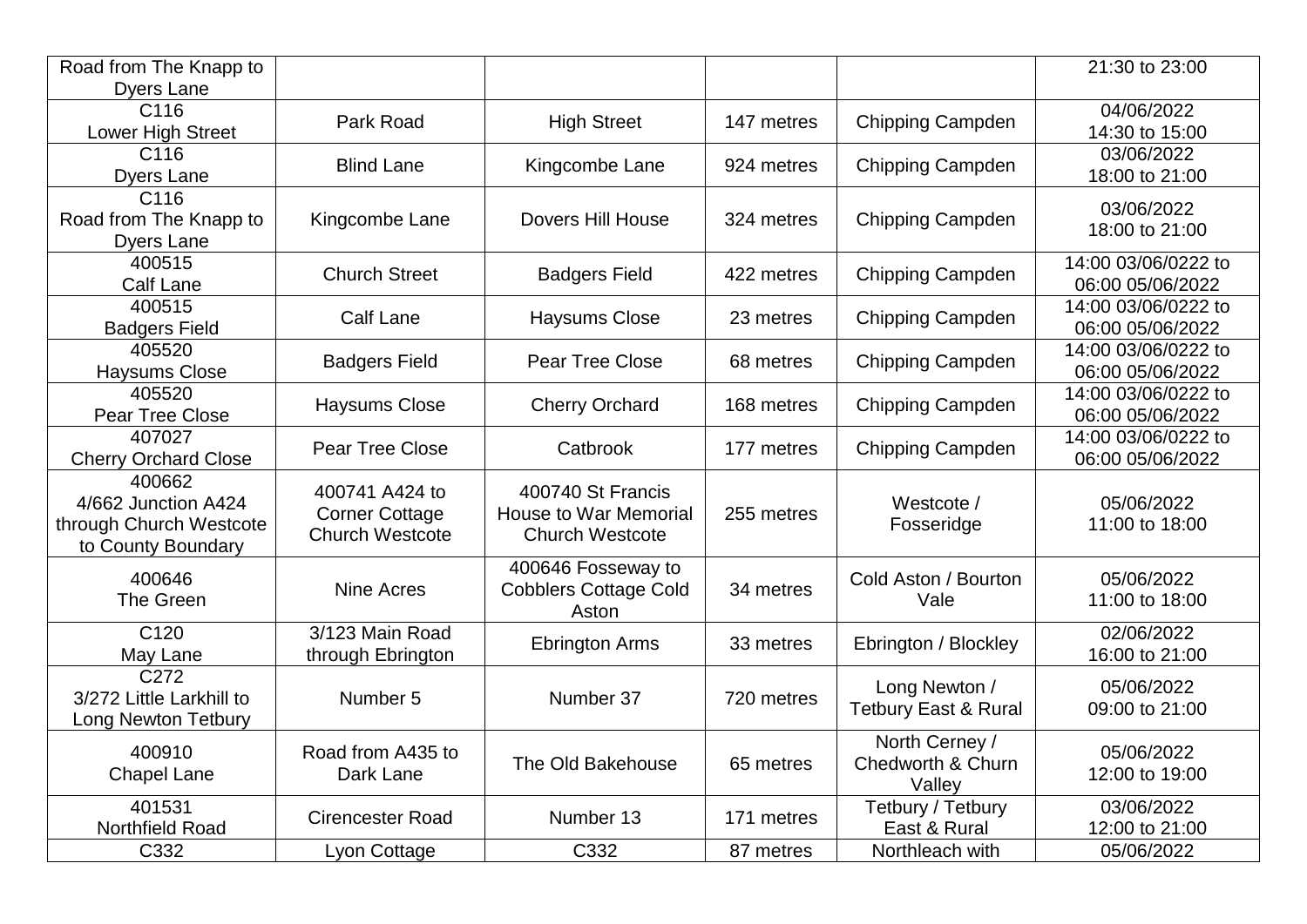| | | | | | |
|---|---|---|---|---|---|
| Road from The Knapp to Dyers Lane | | | | | 21:30 to 23:00 |
| C116 Lower High Street | Park Road | High Street | 147 metres | Chipping Campden | 04/06/2022 14:30 to 15:00 |
| C116 Dyers Lane | Blind Lane | Kingcombe Lane | 924 metres | Chipping Campden | 03/06/2022 18:00 to 21:00 |
| C116 Road from The Knapp to Dyers Lane | Kingcombe Lane | Dovers Hill House | 324 metres | Chipping Campden | 03/06/2022 18:00 to 21:00 |
| 400515 Calf Lane | Church Street | Badgers Field | 422 metres | Chipping Campden | 14:00 03/06/0222 to 06:00 05/06/2022 |
| 400515 Badgers Field | Calf Lane | Haysums Close | 23 metres | Chipping Campden | 14:00 03/06/0222 to 06:00 05/06/2022 |
| 405520 Haysums Close | Badgers Field | Pear Tree Close | 68 metres | Chipping Campden | 14:00 03/06/0222 to 06:00 05/06/2022 |
| 405520 Pear Tree Close | Haysums Close | Cherry Orchard | 168 metres | Chipping Campden | 14:00 03/06/0222 to 06:00 05/06/2022 |
| 407027 Cherry Orchard Close | Pear Tree Close | Catbrook | 177 metres | Chipping Campden | 14:00 03/06/0222 to 06:00 05/06/2022 |
| 400662 4/662 Junction A424 through Church Westcote to County Boundary | 400741 A424 to Corner Cottage Church Westcote | 400740 St Francis House to War Memorial Church Westcote | 255 metres | Westcote / Fosseridge | 05/06/2022 11:00 to 18:00 |
| 400646 The Green | Nine Acres | 400646 Fosseway to Cobblers Cottage Cold Aston | 34 metres | Cold Aston / Bourton Vale | 05/06/2022 11:00 to 18:00 |
| C120 May Lane | 3/123 Main Road through Ebrington | Ebrington Arms | 33 metres | Ebrington / Blockley | 02/06/2022 16:00 to 21:00 |
| C272 3/272 Little Larkhill to Long Newton Tetbury | Number 5 | Number 37 | 720 metres | Long Newton / Tetbury East & Rural | 05/06/2022 09:00 to 21:00 |
| 400910 Chapel Lane | Road from A435 to Dark Lane | The Old Bakehouse | 65 metres | North Cerney / Chedworth & Churn Valley | 05/06/2022 12:00 to 19:00 |
| 401531 Northfield Road | Cirencester Road | Number 13 | 171 metres | Tetbury / Tetbury East & Rural | 03/06/2022 12:00 to 21:00 |
| C332 | Lyon Cottage | C332 | 87 metres | Northleach with | 05/06/2022 |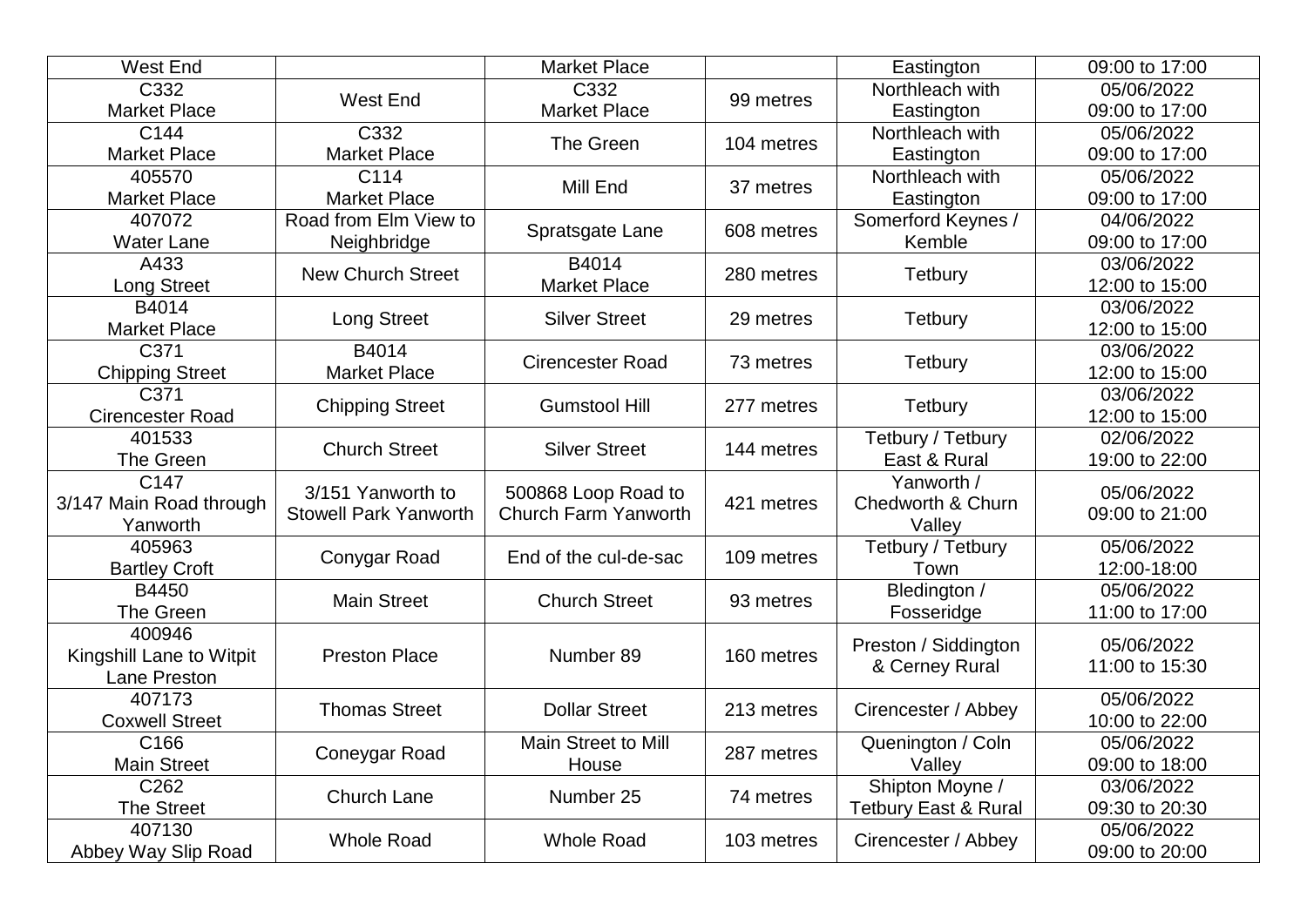| West End | | Market Place | | Eastington | 09:00 to 17:00 |
|---|---|---|---|---|---|
| C332 Market Place | West End | C332 Market Place | 99 metres | Northleach with Eastington | 05/06/2022 09:00 to 17:00 |
| C144 Market Place | C332 Market Place | The Green | 104 metres | Northleach with Eastington | 05/06/2022 09:00 to 17:00 |
| 405570 Market Place | C114 Market Place | Mill End | 37 metres | Northleach with Eastington | 05/06/2022 09:00 to 17:00 |
| 407072 Water Lane | Road from Elm View to Neighbridge | Spratsgate Lane | 608 metres | Somerford Keynes / Kemble | 04/06/2022 09:00 to 17:00 |
| A433 Long Street | New Church Street | B4014 Market Place | 280 metres | Tetbury | 03/06/2022 12:00 to 15:00 |
| B4014 Market Place | Long Street | Silver Street | 29 metres | Tetbury | 03/06/2022 12:00 to 15:00 |
| C371 Chipping Street | B4014 Market Place | Cirencester Road | 73 metres | Tetbury | 03/06/2022 12:00 to 15:00 |
| C371 Cirencester Road | Chipping Street | Gumstool Hill | 277 metres | Tetbury | 03/06/2022 12:00 to 15:00 |
| 401533 The Green | Church Street | Silver Street | 144 metres | Tetbury / Tetbury East & Rural | 02/06/2022 19:00 to 22:00 |
| C147 3/147 Main Road through Yanworth | 3/151 Yanworth to Stowell Park Yanworth | 500868 Loop Road to Church Farm Yanworth | 421 metres | Yanworth / Chedworth & Churn Valley | 05/06/2022 09:00 to 21:00 |
| 405963 Bartley Croft | Conygar Road | End of the cul-de-sac | 109 metres | Tetbury / Tetbury Town | 05/06/2022 12:00-18:00 |
| B4450 The Green | Main Street | Church Street | 93 metres | Bledington / Fosseridge | 05/06/2022 11:00 to 17:00 |
| 400946 Kingshill Lane to Witpit Lane Preston | Preston Place | Number 89 | 160 metres | Preston / Siddington & Cerney Rural | 05/06/2022 11:00 to 15:30 |
| 407173 Coxwell Street | Thomas Street | Dollar Street | 213 metres | Cirencester / Abbey | 05/06/2022 10:00 to 22:00 |
| C166 Main Street | Coneygar Road | Main Street to Mill House | 287 metres | Quenington / Coln Valley | 05/06/2022 09:00 to 18:00 |
| C262 The Street | Church Lane | Number 25 | 74 metres | Shipton Moyne / Tetbury East & Rural | 03/06/2022 09:30 to 20:30 |
| 407130 Abbey Way Slip Road | Whole Road | Whole Road | 103 metres | Cirencester / Abbey | 05/06/2022 09:00 to 20:00 |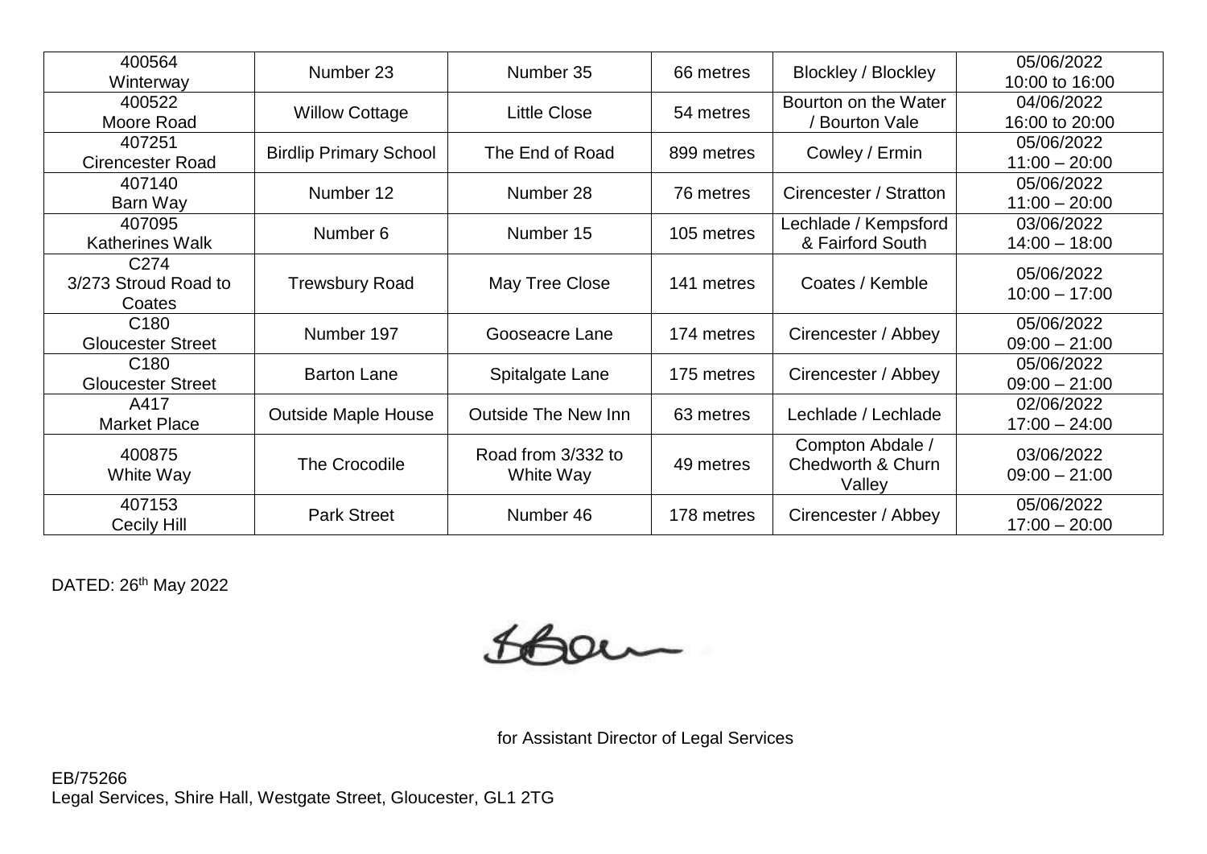| | | | | | |
|---|---|---|---|---|---|
| 400564 Winterway | Number 23 | Number 35 | 66 metres | Blockley / Blockley | 05/06/2022 10:00 to 16:00 |
| 400522 Moore Road | Willow Cottage | Little Close | 54 metres | Bourton on the Water / Bourton Vale | 04/06/2022 16:00 to 20:00 |
| 407251 Cirencester Road | Birdlip Primary School | The End of Road | 899 metres | Cowley / Ermin | 05/06/2022 11:00 – 20:00 |
| 407140 Barn Way | Number 12 | Number 28 | 76 metres | Cirencester / Stratton | 05/06/2022 11:00 – 20:00 |
| 407095 Katherines Walk | Number 6 | Number 15 | 105 metres | Lechlade / Kempsford & Fairford South | 03/06/2022 14:00 – 18:00 |
| C274 3/273 Stroud Road to Coates | Trewsbury Road | May Tree Close | 141 metres | Coates / Kemble | 05/06/2022 10:00 – 17:00 |
| C180 Gloucester Street | Number 197 | Gooseacre Lane | 174 metres | Cirencester / Abbey | 05/06/2022 09:00 – 21:00 |
| C180 Gloucester Street | Barton Lane | Spitalgate Lane | 175 metres | Cirencester / Abbey | 05/06/2022 09:00 – 21:00 |
| A417 Market Place | Outside Maple House | Outside The New Inn | 63 metres | Lechlade / Lechlade | 02/06/2022 17:00 – 24:00 |
| 400875 White Way | The Crocodile | Road from 3/332 to White Way | 49 metres | Compton Abdale / Chedworth & Churn Valley | 03/06/2022 09:00 – 21:00 |
| 407153 Cecily Hill | Park Street | Number 46 | 178 metres | Cirencester / Abbey | 05/06/2022 17:00 – 20:00 |

DATED: 26th May 2022

for Assistant Director of Legal Services

EB/75266
Legal Services, Shire Hall, Westgate Street, Gloucester, GL1 2TG